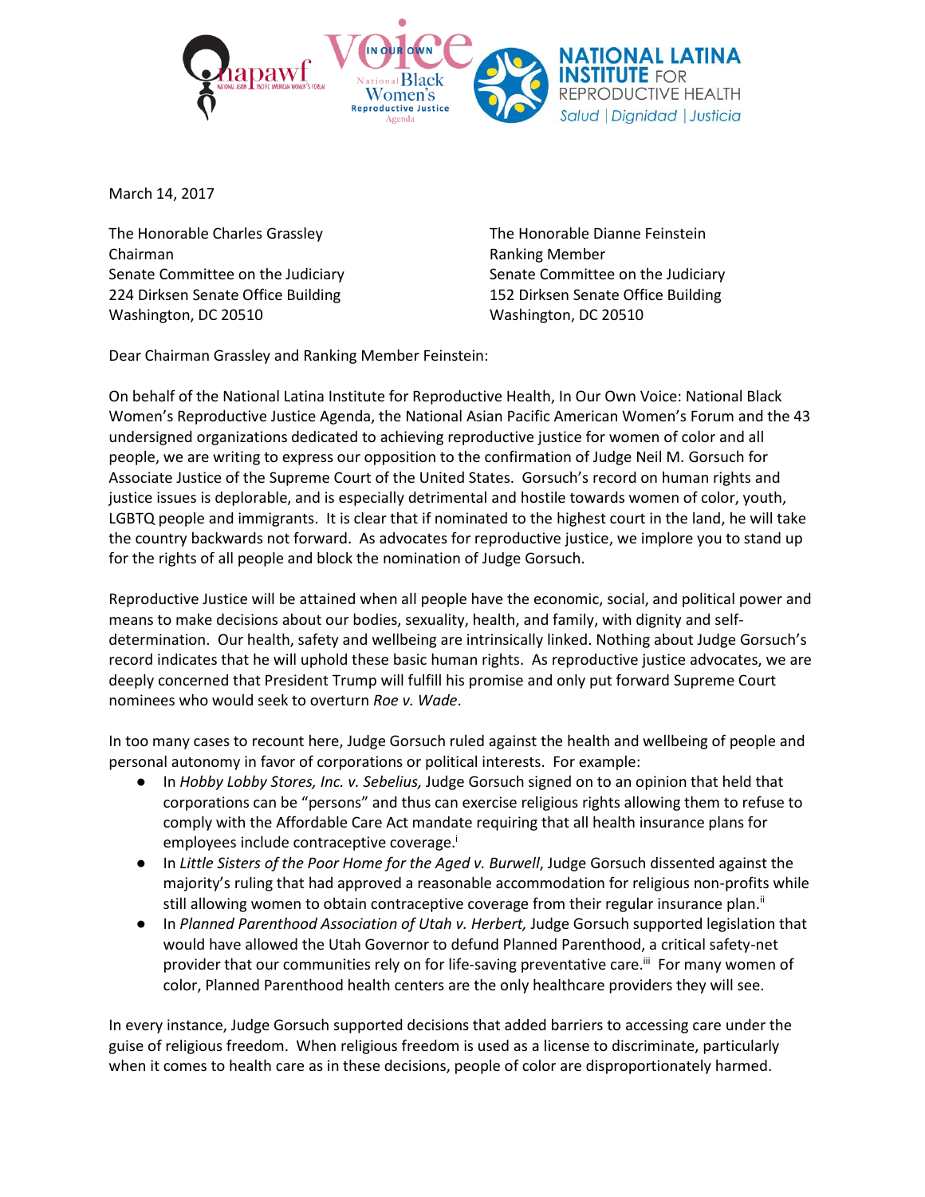March 14, 2017

The Honorable Charles Grassley
Chairman
Senate Committee on the Judiciary
224 Dirksen Senate Office Building
Washington, DC 20510

The Honorable Dianne Feinstein
Ranking Member
Senate Committee on the Judiciary
152 Dirksen Senate Office Building
Washington, DC 20510

Dear Chairman Grassley and Ranking Member Feinstein:

On behalf of the National Latina Institute for Reproductive Health, In Our Own Voice: National Black Women's Reproductive Justice Agenda, the National Asian Pacific American Women's Forum and the 43 undersigned organizations dedicated to achieving reproductive justice for women of color and all people, we are writing to express our opposition to the confirmation of Judge Neil M. Gorsuch for Associate Justice of the Supreme Court of the United States. Gorsuch's record on human rights and justice issues is deplorable, and is especially detrimental and hostile towards women of color, youth, LGBTQ people and immigrants. It is clear that if nominated to the highest court in the land, he will take the country backwards not forward. As advocates for reproductive justice, we implore you to stand up for the rights of all people and block the nomination of Judge Gorsuch.

Reproductive Justice will be attained when all people have the economic, social, and political power and means to make decisions about our bodies, sexuality, health, and family, with dignity and self-determination. Our health, safety and wellbeing are intrinsically linked. Nothing about Judge Gorsuch's record indicates that he will uphold these basic human rights. As reproductive justice advocates, we are deeply concerned that President Trump will fulfill his promise and only put forward Supreme Court nominees who would seek to overturn *Roe v. Wade*.

In too many cases to recount here, Judge Gorsuch ruled against the health and wellbeing of people and personal autonomy in favor of corporations or political interests. For example:

- In *Hobby Lobby Stores, Inc. v. Sebelius,* Judge Gorsuch signed on to an opinion that held that corporations can be "persons" and thus can exercise religious rights allowing them to refuse to comply with the Affordable Care Act mandate requiring that all health insurance plans for employees include contraceptive coverage.[i]
- In *Little Sisters of the Poor Home for the Aged v. Burwell*, Judge Gorsuch dissented against the majority's ruling that had approved a reasonable accommodation for religious non-profits while still allowing women to obtain contraceptive coverage from their regular insurance plan.[ii]
- In *Planned Parenthood Association of Utah v. Herbert,* Judge Gorsuch supported legislation that would have allowed the Utah Governor to defund Planned Parenthood, a critical safety-net provider that our communities rely on for life-saving preventative care.[iii] For many women of color, Planned Parenthood health centers are the only healthcare providers they will see.

In every instance, Judge Gorsuch supported decisions that added barriers to accessing care under the guise of religious freedom. When religious freedom is used as a license to discriminate, particularly when it comes to health care as in these decisions, people of color are disproportionately harmed.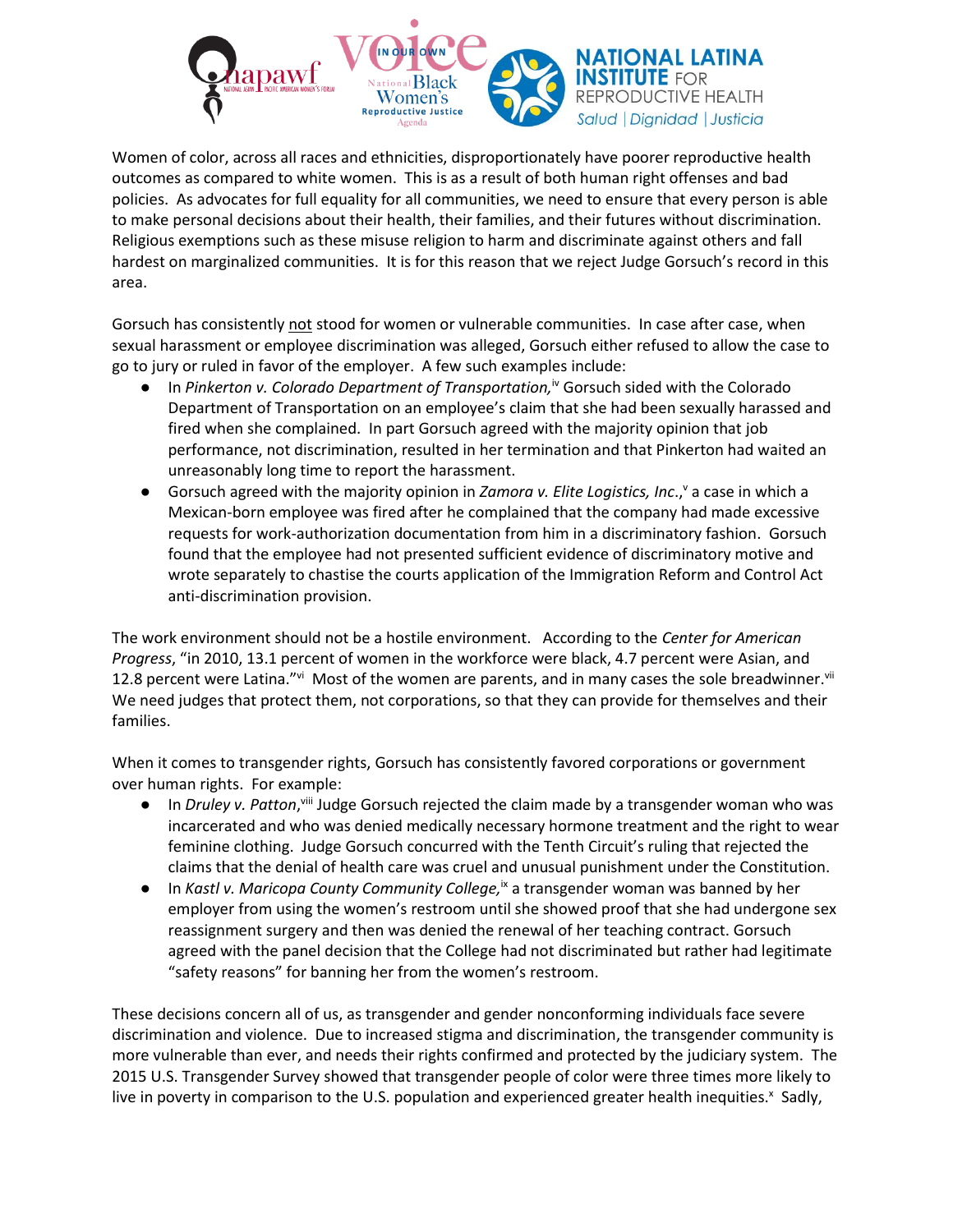Women of color, across all races and ethnicities, disproportionately have poorer reproductive health outcomes as compared to white women. This is as a result of both human right offenses and bad policies. As advocates for full equality for all communities, we need to ensure that every person is able to make personal decisions about their health, their families, and their futures without discrimination. Religious exemptions such as these misuse religion to harm and discriminate against others and fall hardest on marginalized communities. It is for this reason that we reject Judge Gorsuch's record in this area.

Gorsuch has consistently not stood for women or vulnerable communities. In case after case, when sexual harassment or employee discrimination was alleged, Gorsuch either refused to allow the case to go to jury or ruled in favor of the employer. A few such examples include:

- In *Pinkerton v. Colorado Department of Transportation,*[iv] Gorsuch sided with the Colorado Department of Transportation on an employee's claim that she had been sexually harassed and fired when she complained. In part Gorsuch agreed with the majority opinion that job performance, not discrimination, resulted in her termination and that Pinkerton had waited an unreasonably long time to report the harassment.
- Gorsuch agreed with the majority opinion in *Zamora v. Elite Logistics, Inc*.,[v] a case in which a Mexican-born employee was fired after he complained that the company had made excessive requests for work-authorization documentation from him in a discriminatory fashion. Gorsuch found that the employee had not presented sufficient evidence of discriminatory motive and wrote separately to chastise the courts application of the Immigration Reform and Control Act anti-discrimination provision.

The work environment should not be a hostile environment. According to the *Center for American Progress*, "in 2010, 13.1 percent of women in the workforce were black, 4.7 percent were Asian, and 12.8 percent were Latina."[vi] Most of the women are parents, and in many cases the sole breadwinner.[vii] We need judges that protect them, not corporations, so that they can provide for themselves and their families.

When it comes to transgender rights, Gorsuch has consistently favored corporations or government over human rights. For example:

- In *Druley v. Patton*,[viii] Judge Gorsuch rejected the claim made by a transgender woman who was incarcerated and who was denied medically necessary hormone treatment and the right to wear feminine clothing. Judge Gorsuch concurred with the Tenth Circuit's ruling that rejected the claims that the denial of health care was cruel and unusual punishment under the Constitution.
- In *Kastl v. Maricopa County Community College,*[ix] a transgender woman was banned by her employer from using the women's restroom until she showed proof that she had undergone sex reassignment surgery and then was denied the renewal of her teaching contract. Gorsuch agreed with the panel decision that the College had not discriminated but rather had legitimate "safety reasons" for banning her from the women's restroom.

These decisions concern all of us, as transgender and gender nonconforming individuals face severe discrimination and violence. Due to increased stigma and discrimination, the transgender community is more vulnerable than ever, and needs their rights confirmed and protected by the judiciary system. The 2015 U.S. Transgender Survey showed that transgender people of color were three times more likely to live in poverty in comparison to the U.S. population and experienced greater health inequities.[x] Sadly,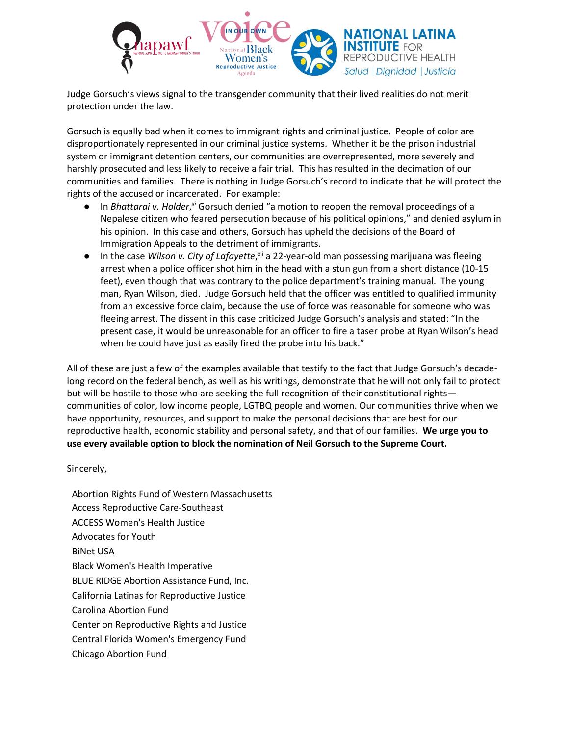Judge Gorsuch's views signal to the transgender community that their lived realities do not merit protection under the law.

Gorsuch is equally bad when it comes to immigrant rights and criminal justice. People of color are disproportionately represented in our criminal justice systems. Whether it be the prison industrial system or immigrant detention centers, our communities are overrepresented, more severely and harshly prosecuted and less likely to receive a fair trial. This has resulted in the decimation of our communities and families. There is nothing in Judge Gorsuch's record to indicate that he will protect the rights of the accused or incarcerated. For example:

- In *Bhattarai v. Holder*,[xi] Gorsuch denied "a motion to reopen the removal proceedings of a Nepalese citizen who feared persecution because of his political opinions," and denied asylum in his opinion. In this case and others, Gorsuch has upheld the decisions of the Board of Immigration Appeals to the detriment of immigrants.
- In the case *Wilson v. City of Lafayette*,[xii] a 22-year-old man possessing marijuana was fleeing arrest when a police officer shot him in the head with a stun gun from a short distance (10-15 feet), even though that was contrary to the police department's training manual. The young man, Ryan Wilson, died. Judge Gorsuch held that the officer was entitled to qualified immunity from an excessive force claim, because the use of force was reasonable for someone who was fleeing arrest. The dissent in this case criticized Judge Gorsuch's analysis and stated: "In the present case, it would be unreasonable for an officer to fire a taser probe at Ryan Wilson's head when he could have just as easily fired the probe into his back."

All of these are just a few of the examples available that testify to the fact that Judge Gorsuch's decade-long record on the federal bench, as well as his writings, demonstrate that he will not only fail to protect but will be hostile to those who are seeking the full recognition of their constitutional rights—communities of color, low income people, LGTBQ people and women. Our communities thrive when we have opportunity, resources, and support to make the personal decisions that are best for our reproductive health, economic stability and personal safety, and that of our families. **We urge you to use every available option to block the nomination of Neil Gorsuch to the Supreme Court.**

Sincerely,

Abortion Rights Fund of Western Massachusetts
Access Reproductive Care-Southeast
ACCESS Women's Health Justice
Advocates for Youth
BiNet USA
Black Women's Health Imperative
BLUE RIDGE Abortion Assistance Fund, Inc.
California Latinas for Reproductive Justice
Carolina Abortion Fund
Center on Reproductive Rights and Justice
Central Florida Women's Emergency Fund
Chicago Abortion Fund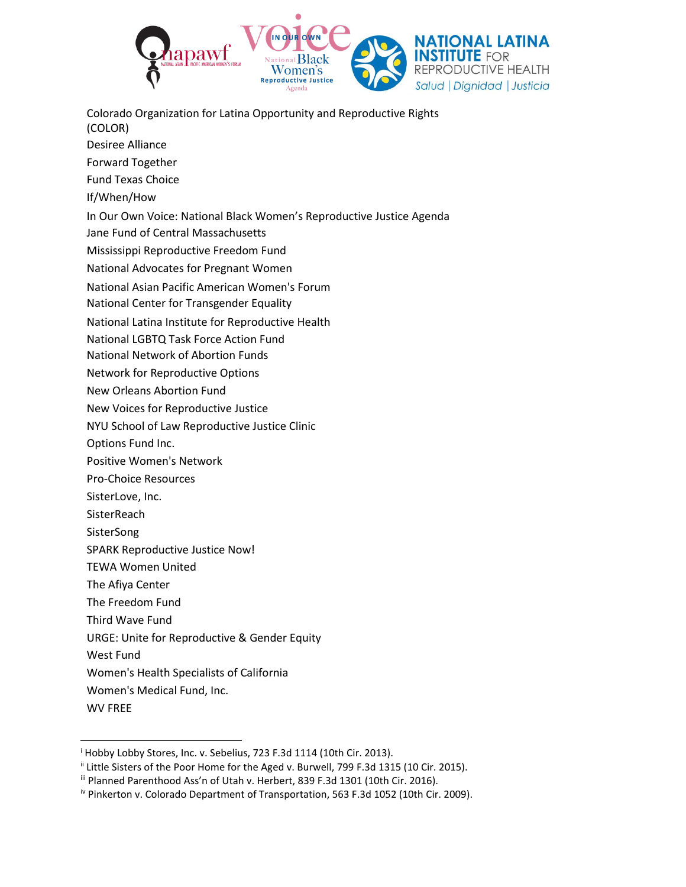Colorado Organization for Latina Opportunity and Reproductive Rights (COLOR)

Desiree Alliance

Forward Together

Fund Texas Choice

If/When/How

In Our Own Voice: National Black Women's Reproductive Justice Agenda

Jane Fund of Central Massachusetts

Mississippi Reproductive Freedom Fund

National Advocates for Pregnant Women

National Asian Pacific American Women's Forum

National Center for Transgender Equality

National Latina Institute for Reproductive Health

National LGBTQ Task Force Action Fund

National Network of Abortion Funds

Network for Reproductive Options

New Orleans Abortion Fund

New Voices for Reproductive Justice

NYU School of Law Reproductive Justice Clinic

Options Fund Inc.

Positive Women's Network

Pro-Choice Resources

SisterLove, Inc.

SisterReach

SisterSong

SPARK Reproductive Justice Now!

TEWA Women United

The Afiya Center

The Freedom Fund

Third Wave Fund

URGE: Unite for Reproductive & Gender Equity

West Fund

Women's Health Specialists of California

Women's Medical Fund, Inc.

WV FREE

---

[i] Hobby Lobby Stores, Inc. v. Sebelius, 723 F.3d 1114 (10th Cir. 2013).

[ii] Little Sisters of the Poor Home for the Aged v. Burwell, 799 F.3d 1315 (10 Cir. 2015).

[iii] Planned Parenthood Ass'n of Utah v. Herbert, 839 F.3d 1301 (10th Cir. 2016).

[iv] Pinkerton v. Colorado Department of Transportation, 563 F.3d 1052 (10th Cir. 2009).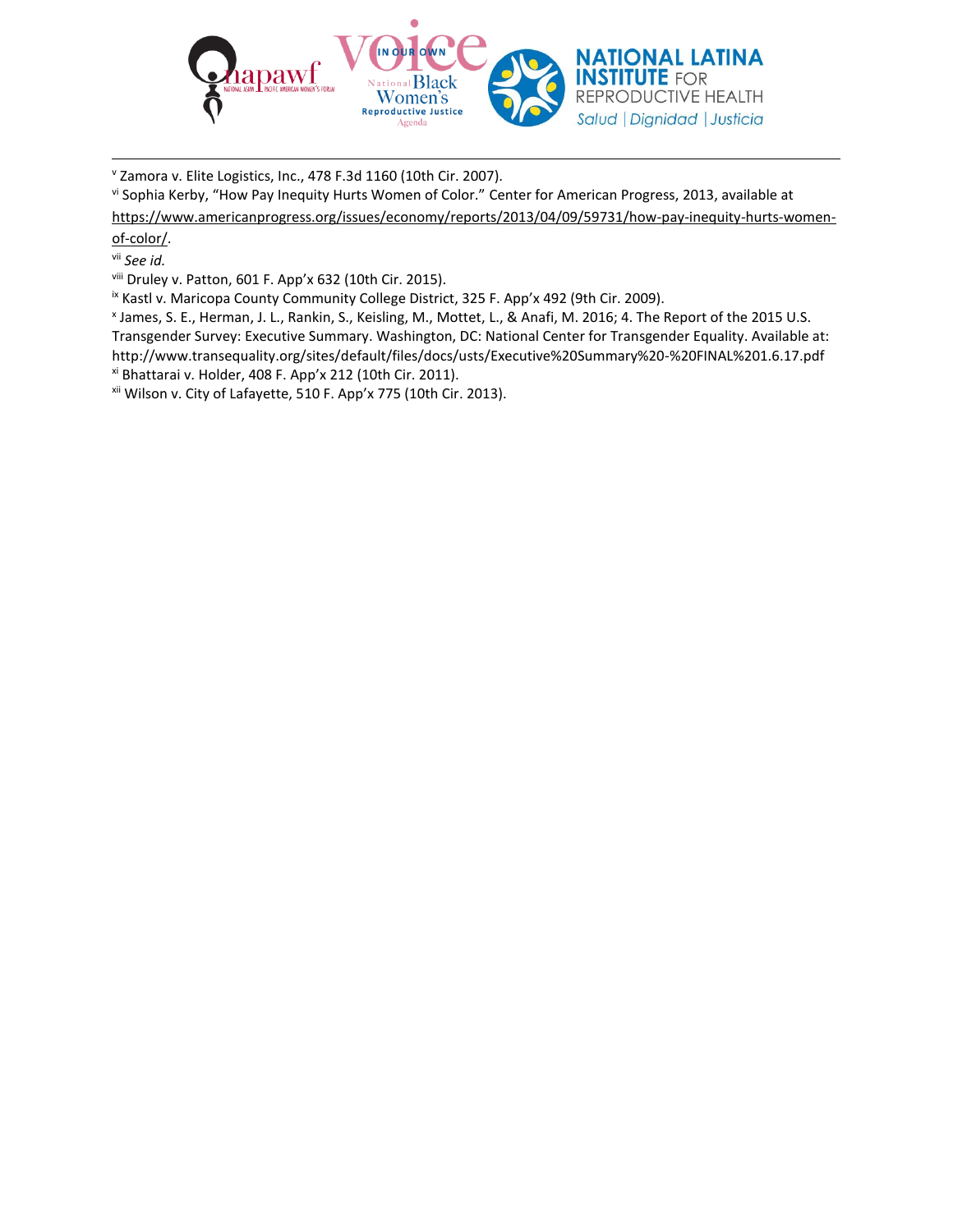[v] Zamora v. Elite Logistics, Inc., 478 F.3d 1160 (10th Cir. 2007).

[vi] Sophia Kerby, "How Pay Inequity Hurts Women of Color." Center for American Progress, 2013, available at https://www.americanprogress.org/issues/economy/reports/2013/04/09/59731/how-pay-inequity-hurts-women-of-color/.

[vii] *See id.*

[viii] Druley v. Patton, 601 F. App'x 632 (10th Cir. 2015).

[ix] Kastl v. Maricopa County Community College District, 325 F. App'x 492 (9th Cir. 2009).

[x] James, S. E., Herman, J. L., Rankin, S., Keisling, M., Mottet, L., & Anafi, M. 2016; 4. The Report of the 2015 U.S. Transgender Survey: Executive Summary. Washington, DC: National Center for Transgender Equality. Available at: http://www.transequality.org/sites/default/files/docs/usts/Executive%20Summary%20-%20FINAL%201.6.17.pdf

[xi] Bhattarai v. Holder, 408 F. App'x 212 (10th Cir. 2011).

[xii] Wilson v. City of Lafayette, 510 F. App'x 775 (10th Cir. 2013).